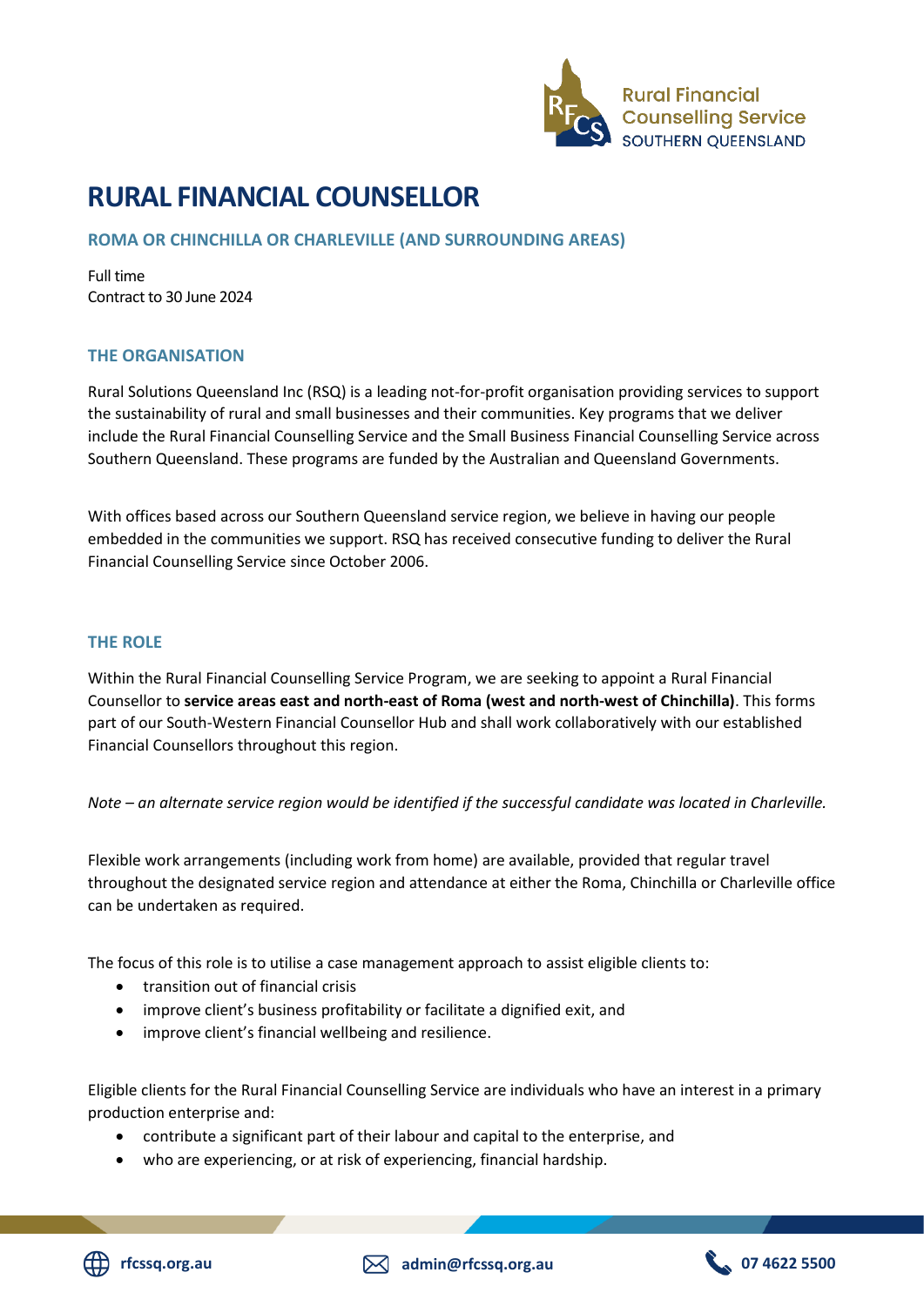# RURAL FINANCIAL COUNSELLOR

### ROMA OR CHINCHILLA OR CHARLEVILLE (AND SURROUNDING AREAS)

Full time
Contract to 30 June 2024

### THE ORGANISATION

Rural Solutions Queensland Inc (RSQ) is a leading not-for-profit organisation providing services to support the sustainability of rural and small businesses and their communities. Key programs that we deliver include the Rural Financial Counselling Service and the Small Business Financial Counselling Service across Southern Queensland. These programs are funded by the Australian and Queensland Governments.

With offices based across our Southern Queensland service region, we believe in having our people embedded in the communities we support. RSQ has received consecutive funding to deliver the Rural Financial Counselling Service since October 2006.

### THE ROLE

Within the Rural Financial Counselling Service Program, we are seeking to appoint a Rural Financial Counsellor to **service areas east and north-east of Roma (west and north-west of Chinchilla)**. This forms part of our South-Western Financial Counsellor Hub and shall work collaboratively with our established Financial Counsellors throughout this region.

*Note – an alternate service region would be identified if the successful candidate was located in Charleville.*

Flexible work arrangements (including work from home) are available, provided that regular travel throughout the designated service region and attendance at either the Roma, Chinchilla or Charleville office can be undertaken as required.

The focus of this role is to utilise a case management approach to assist eligible clients to:

- transition out of financial crisis
- improve client's business profitability or facilitate a dignified exit, and
- improve client's financial wellbeing and resilience.

Eligible clients for the Rural Financial Counselling Service are individuals who have an interest in a primary production enterprise and:

- contribute a significant part of their labour and capital to the enterprise, and
- who are experiencing, or at risk of experiencing, financial hardship.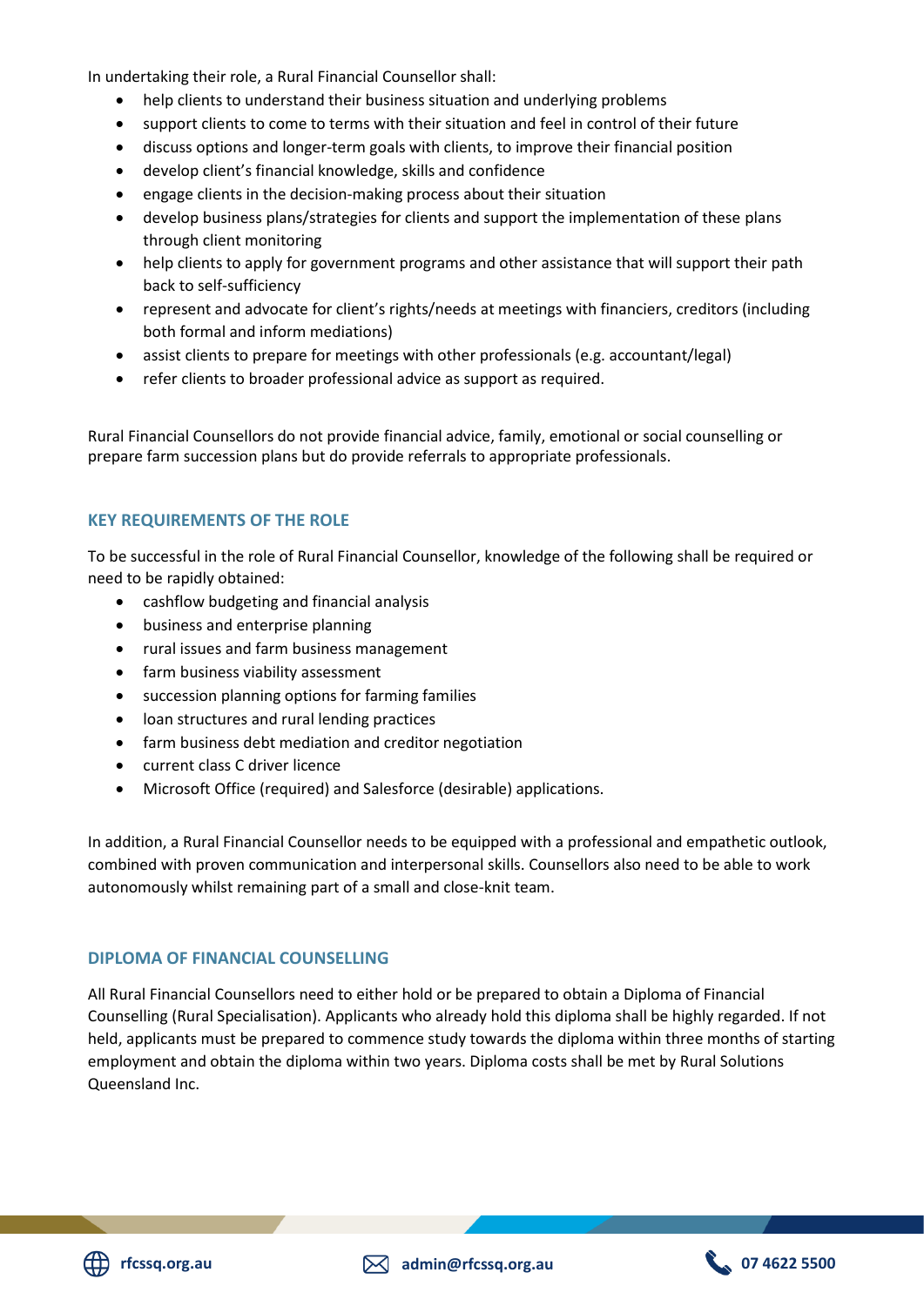In undertaking their role, a Rural Financial Counsellor shall:

- help clients to understand their business situation and underlying problems
- support clients to come to terms with their situation and feel in control of their future
- discuss options and longer-term goals with clients, to improve their financial position
- develop client's financial knowledge, skills and confidence
- engage clients in the decision-making process about their situation
- develop business plans/strategies for clients and support the implementation of these plans through client monitoring
- help clients to apply for government programs and other assistance that will support their path back to self-sufficiency
- represent and advocate for client's rights/needs at meetings with financiers, creditors (including both formal and inform mediations)
- assist clients to prepare for meetings with other professionals (e.g. accountant/legal)
- refer clients to broader professional advice as support as required.

Rural Financial Counsellors do not provide financial advice, family, emotional or social counselling or prepare farm succession plans but do provide referrals to appropriate professionals.

## KEY REQUIREMENTS OF THE ROLE

To be successful in the role of Rural Financial Counsellor, knowledge of the following shall be required or need to be rapidly obtained:

- cashflow budgeting and financial analysis
- business and enterprise planning
- rural issues and farm business management
- farm business viability assessment
- succession planning options for farming families
- loan structures and rural lending practices
- farm business debt mediation and creditor negotiation
- current class C driver licence
- Microsoft Office (required) and Salesforce (desirable) applications.

In addition, a Rural Financial Counsellor needs to be equipped with a professional and empathetic outlook, combined with proven communication and interpersonal skills. Counsellors also need to be able to work autonomously whilst remaining part of a small and close-knit team.

## DIPLOMA OF FINANCIAL COUNSELLING

All Rural Financial Counsellors need to either hold or be prepared to obtain a Diploma of Financial Counselling (Rural Specialisation). Applicants who already hold this diploma shall be highly regarded. If not held, applicants must be prepared to commence study towards the diploma within three months of starting employment and obtain the diploma within two years. Diploma costs shall be met by Rural Solutions Queensland Inc.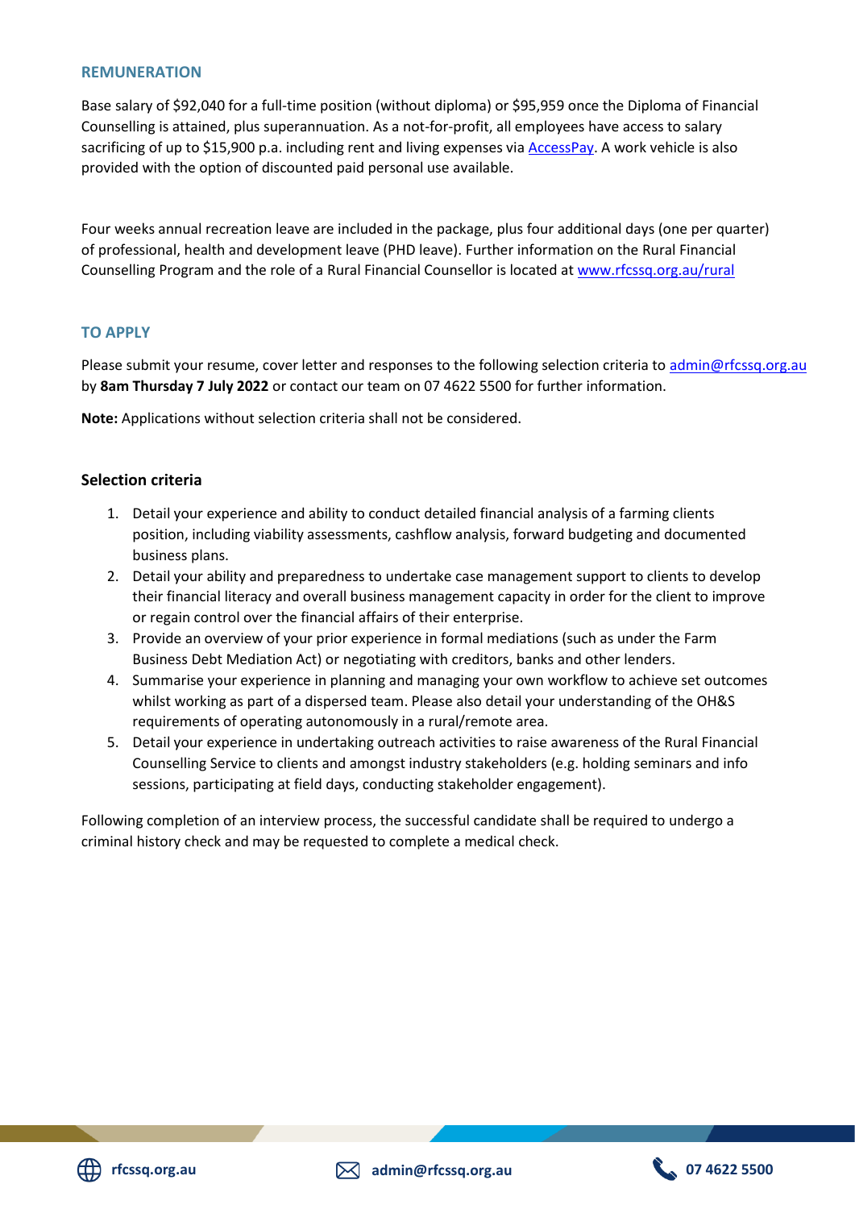## REMUNERATION

Base salary of $92,040 for a full-time position (without diploma) or $95,959 once the Diploma of Financial Counselling is attained, plus superannuation. As a not-for-profit, all employees have access to salary sacrificing of up to $15,900 p.a. including rent and living expenses via AccessPay. A work vehicle is also provided with the option of discounted paid personal use available.

Four weeks annual recreation leave are included in the package, plus four additional days (one per quarter) of professional, health and development leave (PHD leave). Further information on the Rural Financial Counselling Program and the role of a Rural Financial Counsellor is located at www.rfcssq.org.au/rural

## TO APPLY

Please submit your resume, cover letter and responses to the following selection criteria to admin@rfcssq.org.au by **8am Thursday 7 July 2022** or contact our team on 07 4622 5500 for further information.

**Note:** Applications without selection criteria shall not be considered.

### Selection criteria

1. Detail your experience and ability to conduct detailed financial analysis of a farming clients position, including viability assessments, cashflow analysis, forward budgeting and documented business plans.
2. Detail your ability and preparedness to undertake case management support to clients to develop their financial literacy and overall business management capacity in order for the client to improve or regain control over the financial affairs of their enterprise.
3. Provide an overview of your prior experience in formal mediations (such as under the Farm Business Debt Mediation Act) or negotiating with creditors, banks and other lenders.
4. Summarise your experience in planning and managing your own workflow to achieve set outcomes whilst working as part of a dispersed team. Please also detail your understanding of the OH&S requirements of operating autonomously in a rural/remote area.
5. Detail your experience in undertaking outreach activities to raise awareness of the Rural Financial Counselling Service to clients and amongst industry stakeholders (e.g. holding seminars and info sessions, participating at field days, conducting stakeholder engagement).

Following completion of an interview process, the successful candidate shall be required to undergo a criminal history check and may be requested to complete a medical check.